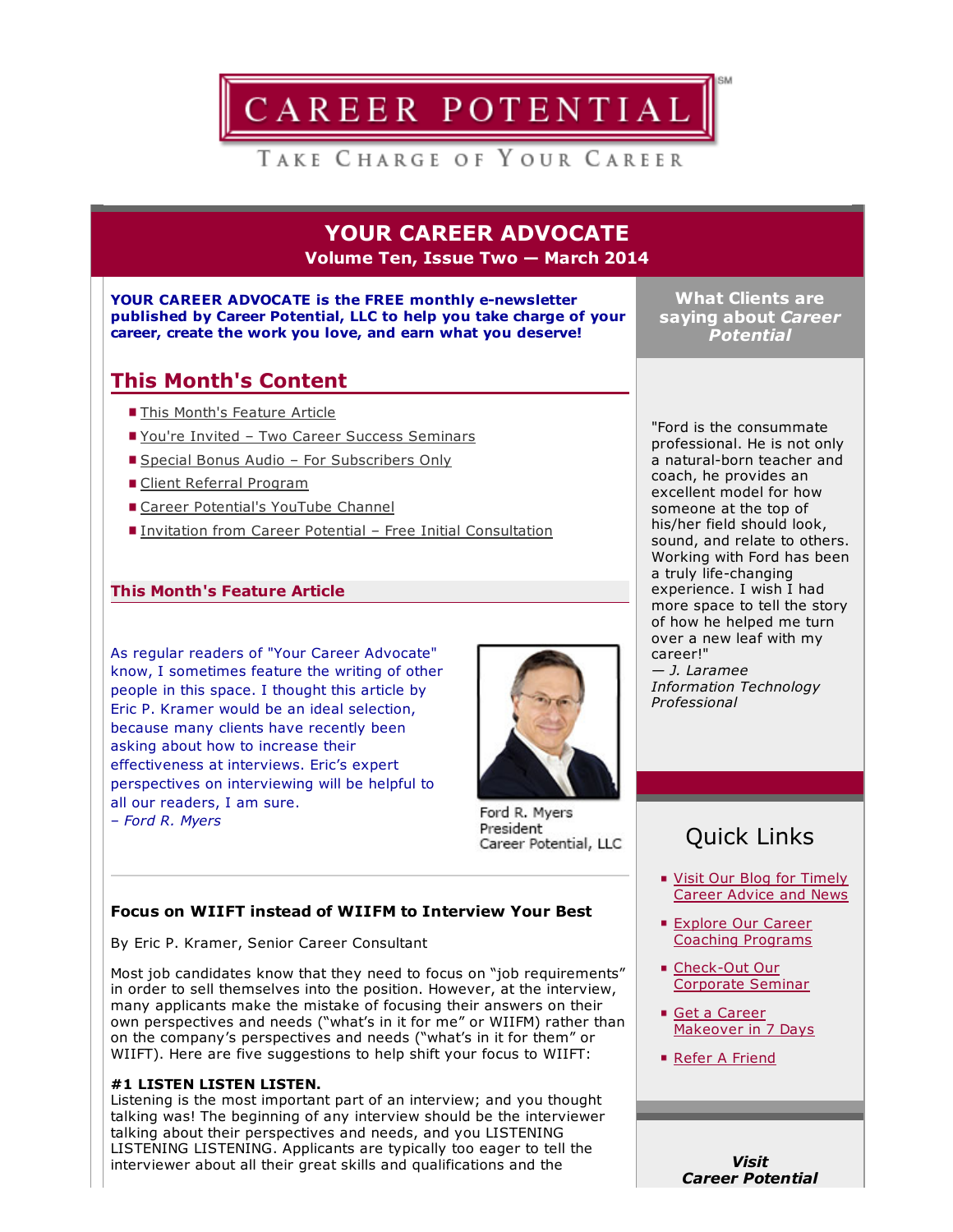# CAREER POTENTIAL

TAKE CHARGE OF YOUR CAREER

## YOUR CAREER ADVOCATE

**Volume Ten, Issue Two — March 2014**

**YOUR CAREER ADVOCATE is the FREE monthly e-newsletter published by Career Potential, LLC to help you take charge of your career, create the work you love, and earn what you deserve!**

## This Month's Content

- This Month's Feature Article
- You're Invited – Two Career Success Seminars
- Special Bonus Audio – For Subscribers Only
- Client Referral Program
- Career Potential's YouTube Channel
- Invitation from Career Potential – Free Initial Consultation

### This Month's Feature Article

As regular readers of "Your Career Advocate" know, I sometimes feature the writing of other people in this space. I thought this article by Eric P. Kramer would be an ideal selection, because many clients have recently been asking about how to increase their effectiveness at interviews. Eric's expert perspectives on interviewing will be helpful to all our readers, I am sure.
– *Ford R. Myers*

Ford R. Myers
President
Career Potential, LLC

**Focus on WIIFT instead of WIIFM to Interview Your Best**

By Eric P. Kramer, Senior Career Consultant

Most job candidates know that they need to focus on "job requirements" in order to sell themselves into the position. However, at the interview, many applicants make the mistake of focusing their answers on their own perspectives and needs ("what's in it for me" or WIIFM) rather than on the company's perspectives and needs ("what's in it for them" or WIIFT). Here are five suggestions to help shift your focus to WIIFT:

**#1 LISTEN LISTEN LISTEN.**
Listening is the most important part of an interview; and you thought talking was! The beginning of any interview should be the interviewer talking about their perspectives and needs, and you LISTENING LISTENING LISTENING. Applicants are typically too eager to tell the interviewer about all their great skills and qualifications and the

**What Clients are saying about *Career Potential***

"Ford is the consummate professional. He is not only a natural-born teacher and coach, he provides an excellent model for how someone at the top of his/her field should look, sound, and relate to others. Working with Ford has been a truly life-changing experience. I wish I had more space to tell the story of how he helped me turn over a new leaf with my career!"
*— J. Laramee*
*Information Technology Professional*

## Quick Links

- Visit Our Blog for Timely Career Advice and News
- Explore Our Career Coaching Programs
- Check-Out Our Corporate Seminar
- Get a Career Makeover in 7 Days
- Refer A Friend

***Visit Career Potential***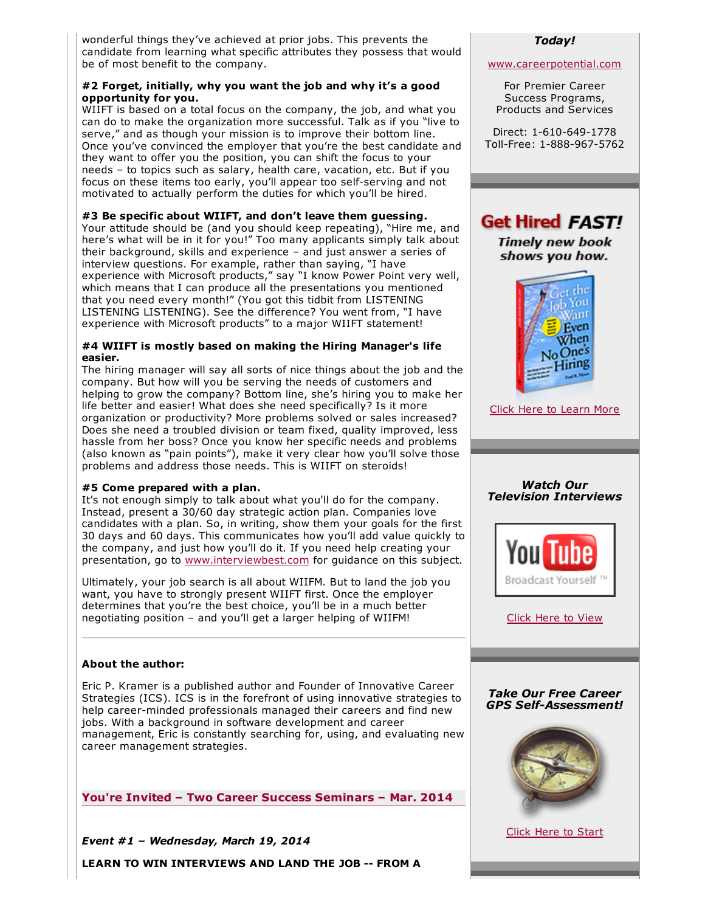wonderful things they've achieved at prior jobs. This prevents the candidate from learning what specific attributes they possess that would be of most benefit to the company.

**#2 Forget, initially, why you want the job and why it's a good opportunity for you.**
WIIFT is based on a total focus on the company, the job, and what you can do to make the organization more successful. Talk as if you "live to serve," and as though your mission is to improve their bottom line. Once you've convinced the employer that you're the best candidate and they want to offer you the position, you can shift the focus to your needs – to topics such as salary, health care, vacation, etc. But if you focus on these items too early, you'll appear too self-serving and not motivated to actually perform the duties for which you'll be hired.

**#3 Be specific about WIIFT, and don't leave them guessing.**
Your attitude should be (and you should keep repeating), "Hire me, and here's what will be in it for you!" Too many applicants simply talk about their background, skills and experience – and just answer a series of interview questions. For example, rather than saying, "I have experience with Microsoft products," say "I know Power Point very well, which means that I can produce all the presentations you mentioned that you need every month!" (You got this tidbit from LISTENING LISTENING LISTENING). See the difference? You went from, "I have experience with Microsoft products" to a major WIIFT statement!

**#4 WIIFT is mostly based on making the Hiring Manager's life easier.**
The hiring manager will say all sorts of nice things about the job and the company. But how will you be serving the needs of customers and helping to grow the company? Bottom line, she's hiring you to make her life better and easier! What does she need specifically? Is it more organization or productivity? More problems solved or sales increased? Does she need a troubled division or team fixed, quality improved, less hassle from her boss? Once you know her specific needs and problems (also known as "pain points"), make it very clear how you'll solve those problems and address those needs. This is WIIFT on steroids!

**#5 Come prepared with a plan.**
It's not enough simply to talk about what you'll do for the company. Instead, present a 30/60 day strategic action plan. Companies love candidates with a plan. So, in writing, show them your goals for the first 30 days and 60 days. This communicates how you'll add value quickly to the company, and just how you'll do it. If you need help creating your presentation, go to www.interviewbest.com for guidance on this subject.

Ultimately, your job search is all about WIIFM. But to land the job you want, you have to strongly present WIIFT first. Once the employer determines that you're the best choice, you'll be in a much better negotiating position – and you'll get a larger helping of WIIFM!

---

**About the author:**

Eric P. Kramer is a published author and Founder of Innovative Career Strategies (ICS). ICS is in the forefront of using innovative strategies to help career-minded professionals managed their careers and find new jobs. With a background in software development and career management, Eric is constantly searching for, using, and evaluating new career management strategies.

## You're Invited – Two Career Success Seminars – Mar. 2014

***Event #1 – Wednesday, March 19, 2014***

**LEARN TO WIN INTERVIEWS AND LAND THE JOB -- FROM A**

***Today!***

www.careerpotential.com

For Premier Career Success Programs, Products and Services

Direct: 1-610-649-1778
Toll-Free: 1-888-967-5762

**Get Hired *FAST!***

***Timely new book shows you how.***

Click Here to Learn More

***Watch Our Television Interviews***

Click Here to View

***Take Our Free Career GPS Self-Assessment!***

Click Here to Start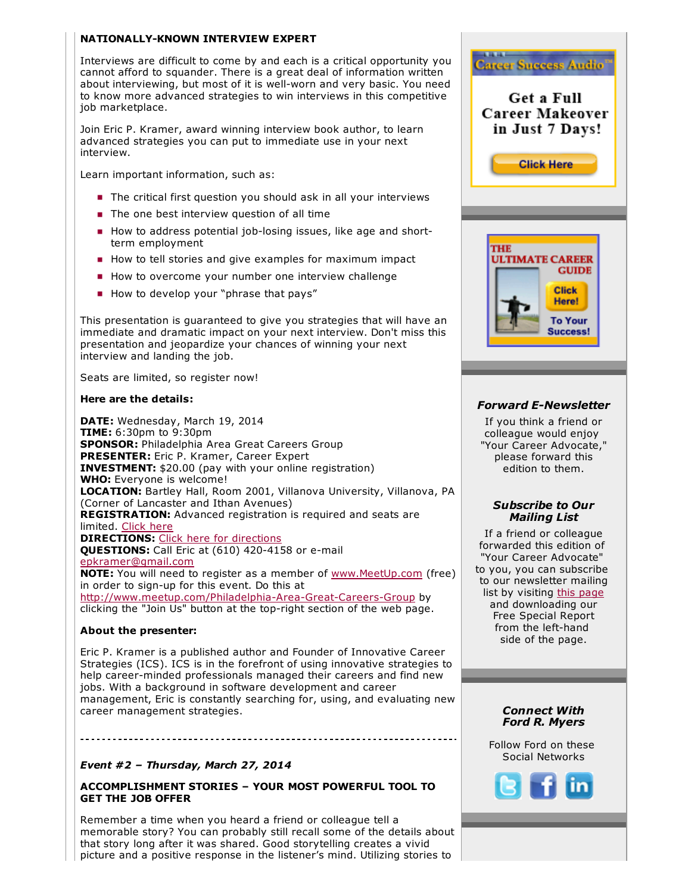**NATIONALLY-KNOWN INTERVIEW EXPERT**

Interviews are difficult to come by and each is a critical opportunity you cannot afford to squander. There is a great deal of information written about interviewing, but most of it is well-worn and very basic. You need to know more advanced strategies to win interviews in this competitive job marketplace.

Join Eric P. Kramer, award winning interview book author, to learn advanced strategies you can put to immediate use in your next interview.

Learn important information, such as:

- The critical first question you should ask in all your interviews
- The one best interview question of all time
- How to address potential job-losing issues, like age and short-term employment
- How to tell stories and give examples for maximum impact
- How to overcome your number one interview challenge
- How to develop your "phrase that pays"

This presentation is guaranteed to give you strategies that will have an immediate and dramatic impact on your next interview. Don't miss this presentation and jeopardize your chances of winning your next interview and landing the job.

Seats are limited, so register now!

**Here are the details:**

**DATE:** Wednesday, March 19, 2014
**TIME:** 6:30pm to 9:30pm
**SPONSOR:** Philadelphia Area Great Careers Group
**PRESENTER:** Eric P. Kramer, Career Expert
**INVESTMENT:** $20.00 (pay with your online registration)
**WHO:** Everyone is welcome!
**LOCATION:** Bartley Hall, Room 2001, Villanova University, Villanova, PA (Corner of Lancaster and Ithan Avenues)
**REGISTRATION:** Advanced registration is required and seats are limited. Click here
**DIRECTIONS:** Click here for directions
**QUESTIONS:** Call Eric at (610) 420-4158 or e-mail epkramer@gmail.com
**NOTE:** You will need to register as a member of www.MeetUp.com (free) in order to sign-up for this event. Do this at http://www.meetup.com/Philadelphia-Area-Great-Careers-Group by clicking the "Join Us" button at the top-right section of the web page.

**About the presenter:**

Eric P. Kramer is a published author and Founder of Innovative Career Strategies (ICS). ICS is in the forefront of using innovative strategies to help career-minded professionals managed their careers and find new jobs. With a background in software development and career management, Eric is constantly searching for, using, and evaluating new career management strategies.

---

***Event #2 – Thursday, March 27, 2014***

**ACCOMPLISHMENT STORIES – YOUR MOST POWERFUL TOOL TO GET THE JOB OFFER**

Remember a time when you heard a friend or colleague tell a memorable story? You can probably still recall some of the details about that story long after it was shared. Good storytelling creates a vivid picture and a positive response in the listener's mind. Utilizing stories to

Career Success Audio™

Get a Full Career Makeover in Just 7 Days!

Click Here

THE ULTIMATE CAREER GUIDE

Click Here! To Your Success!

***Forward E-Newsletter***

If you think a friend or colleague would enjoy "Your Career Advocate," please forward this edition to them.

***Subscribe to Our Mailing List***

If a friend or colleague forwarded this edition of "Your Career Advocate" to you, you can subscribe to our newsletter mailing list by visiting this page and downloading our Free Special Report from the left-hand side of the page.

***Connect With Ford R. Myers***

Follow Ford on these Social Networks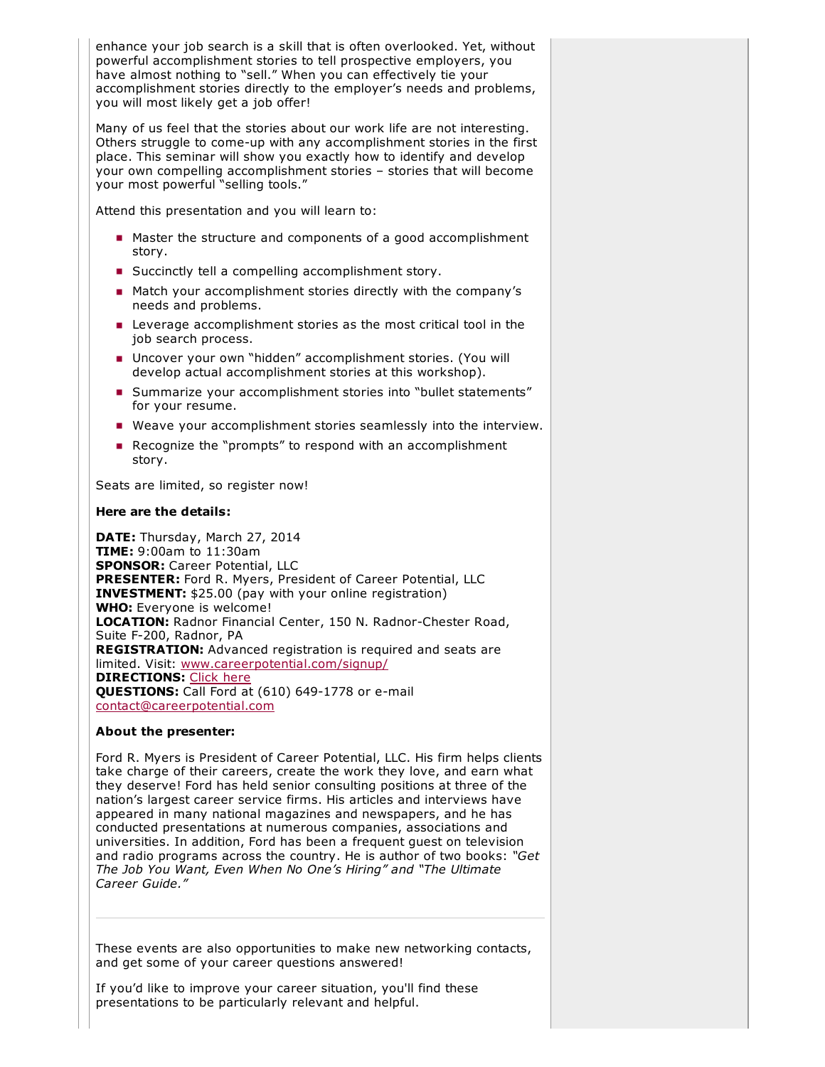enhance your job search is a skill that is often overlooked. Yet, without powerful accomplishment stories to tell prospective employers, you have almost nothing to "sell." When you can effectively tie your accomplishment stories directly to the employer's needs and problems, you will most likely get a job offer!

Many of us feel that the stories about our work life are not interesting. Others struggle to come-up with any accomplishment stories in the first place. This seminar will show you exactly how to identify and develop your own compelling accomplishment stories – stories that will become your most powerful "selling tools."

Attend this presentation and you will learn to:

- Master the structure and components of a good accomplishment story.
- Succinctly tell a compelling accomplishment story.
- Match your accomplishment stories directly with the company's needs and problems.
- Leverage accomplishment stories as the most critical tool in the job search process.
- Uncover your own "hidden" accomplishment stories. (You will develop actual accomplishment stories at this workshop).
- Summarize your accomplishment stories into "bullet statements" for your resume.
- Weave your accomplishment stories seamlessly into the interview.
- Recognize the "prompts" to respond with an accomplishment story.

Seats are limited, so register now!

**Here are the details:**

**DATE:** Thursday, March 27, 2014
**TIME:** 9:00am to 11:30am
**SPONSOR:** Career Potential, LLC
**PRESENTER:** Ford R. Myers, President of Career Potential, LLC
**INVESTMENT:** $25.00 (pay with your online registration)
**WHO:** Everyone is welcome!
**LOCATION:** Radnor Financial Center, 150 N. Radnor-Chester Road, Suite F-200, Radnor, PA
**REGISTRATION:** Advanced registration is required and seats are limited. Visit: www.careerpotential.com/signup/
**DIRECTIONS:** Click here
**QUESTIONS:** Call Ford at (610) 649-1778 or e-mail contact@careerpotential.com

**About the presenter:**

Ford R. Myers is President of Career Potential, LLC. His firm helps clients take charge of their careers, create the work they love, and earn what they deserve! Ford has held senior consulting positions at three of the nation's largest career service firms. His articles and interviews have appeared in many national magazines and newspapers, and he has conducted presentations at numerous companies, associations and universities. In addition, Ford has been a frequent guest on television and radio programs across the country. He is author of two books: *"Get The Job You Want, Even When No One's Hiring" and "The Ultimate Career Guide."*

---

These events are also opportunities to make new networking contacts, and get some of your career questions answered!

If you'd like to improve your career situation, you'll find these presentations to be particularly relevant and helpful.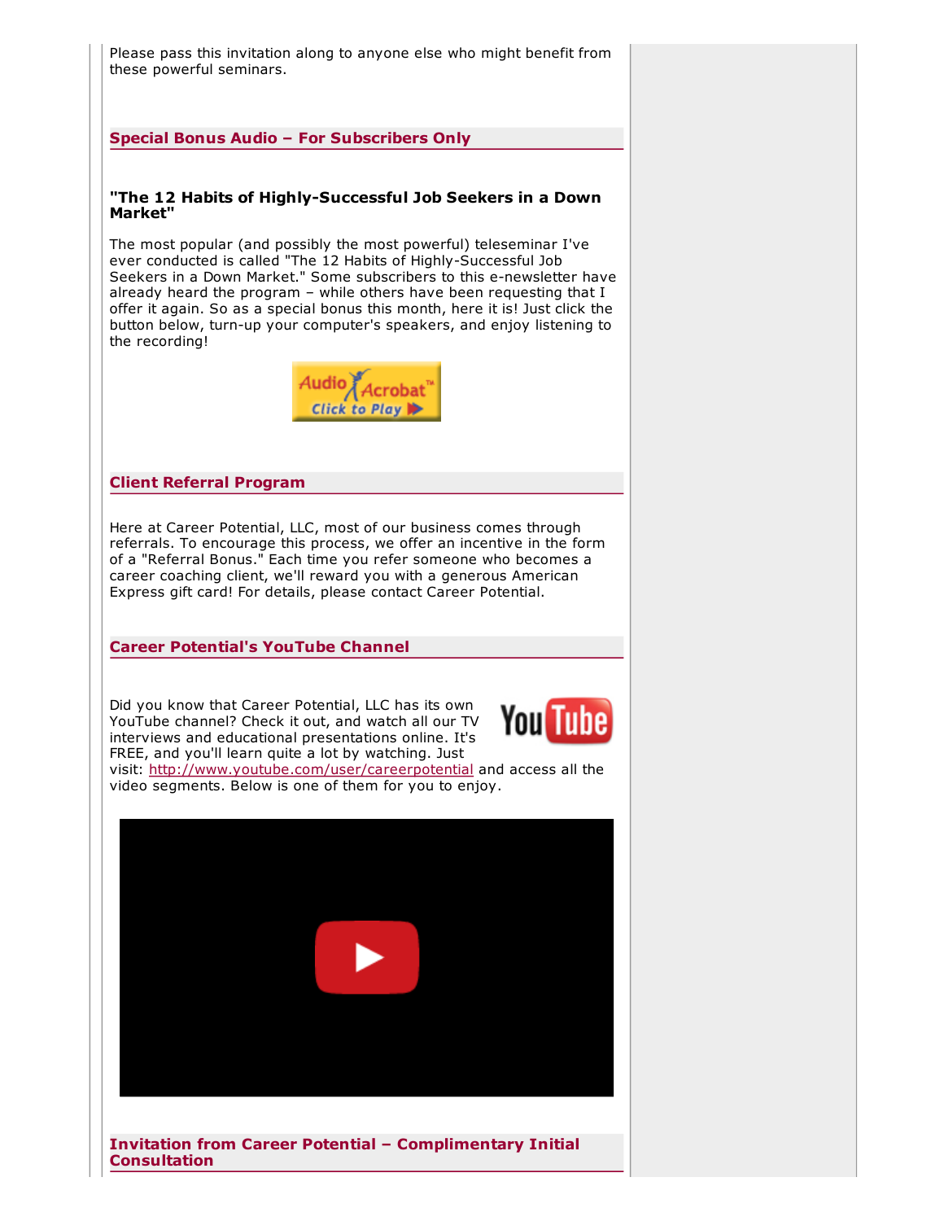Please pass this invitation along to anyone else who might benefit from these powerful seminars.

## Special Bonus Audio – For Subscribers Only

**"The 12 Habits of Highly-Successful Job Seekers in a Down Market"**

The most popular (and possibly the most powerful) teleseminar I've ever conducted is called "The 12 Habits of Highly-Successful Job Seekers in a Down Market." Some subscribers to this e-newsletter have already heard the program – while others have been requesting that I offer it again. So as a special bonus this month, here it is! Just click the button below, turn-up your computer's speakers, and enjoy listening to the recording!

## Client Referral Program

Here at Career Potential, LLC, most of our business comes through referrals. To encourage this process, we offer an incentive in the form of a "Referral Bonus." Each time you refer someone who becomes a career coaching client, we'll reward you with a generous American Express gift card! For details, please contact Career Potential.

## Career Potential's YouTube Channel

Did you know that Career Potential, LLC has its own YouTube channel? Check it out, and watch all our TV interviews and educational presentations online. It's FREE, and you'll learn quite a lot by watching. Just visit: http://www.youtube.com/user/careerpotential and access all the video segments. Below is one of them for you to enjoy.

## Invitation from Career Potential – Complimentary Initial Consultation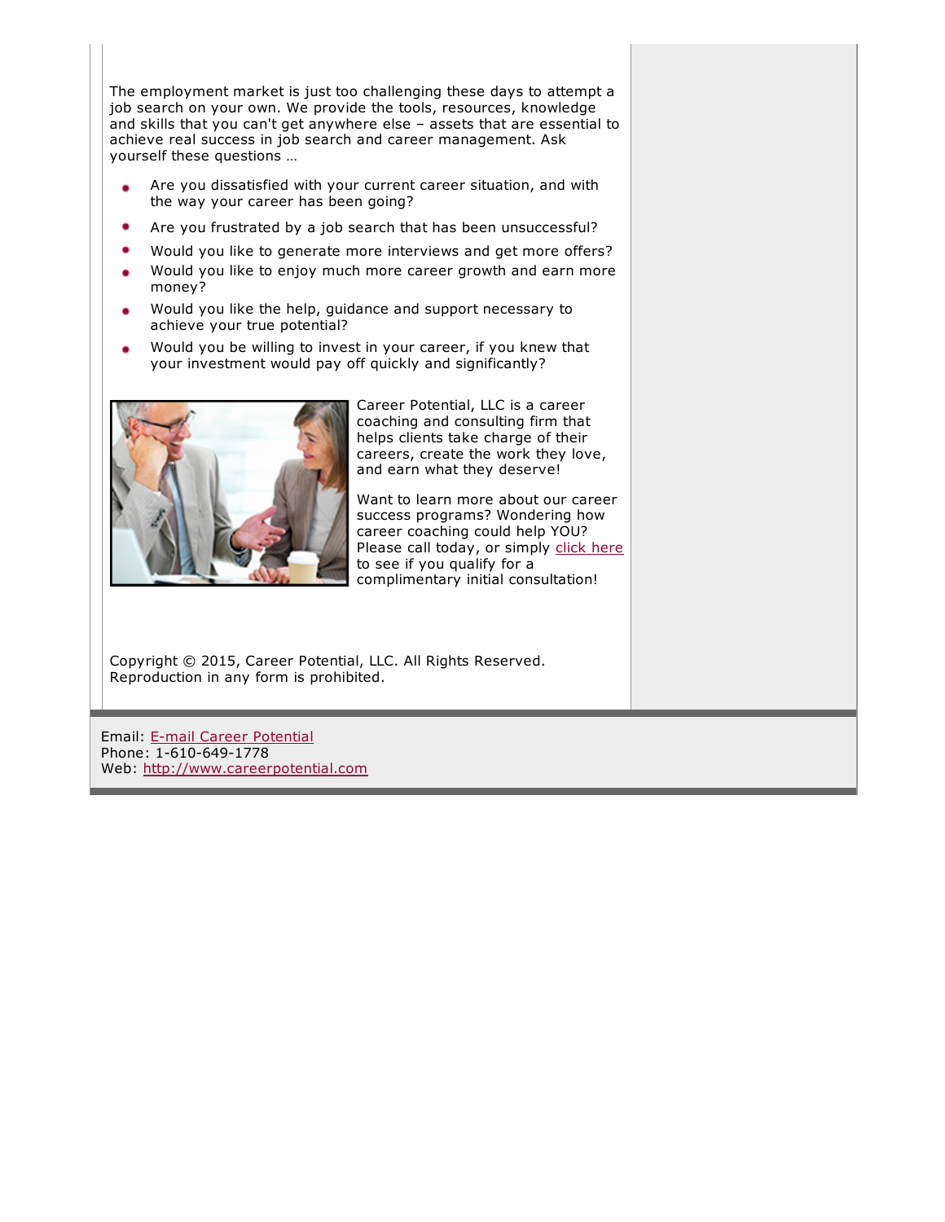The employment market is just too challenging these days to attempt a job search on your own. We provide the tools, resources, knowledge and skills that you can't get anywhere else – assets that are essential to achieve real success in job search and career management. Ask yourself these questions …

- Are you dissatisfied with your current career situation, and with the way your career has been going?
- Are you frustrated by a job search that has been unsuccessful?
- Would you like to generate more interviews and get more offers?
- Would you like to enjoy much more career growth and earn more money?
- Would you like the help, guidance and support necessary to achieve your true potential?
- Would you be willing to invest in your career, if you knew that your investment would pay off quickly and significantly?

Career Potential, LLC is a career coaching and consulting firm that helps clients take charge of their careers, create the work they love, and earn what they deserve!

Want to learn more about our career success programs? Wondering how career coaching could help YOU? Please call today, or simply click here to see if you qualify for a complimentary initial consultation!

Copyright © 2015, Career Potential, LLC. All Rights Reserved. Reproduction in any form is prohibited.

Email: E-mail Career Potential
Phone: 1-610-649-1778
Web: http://www.careerpotential.com